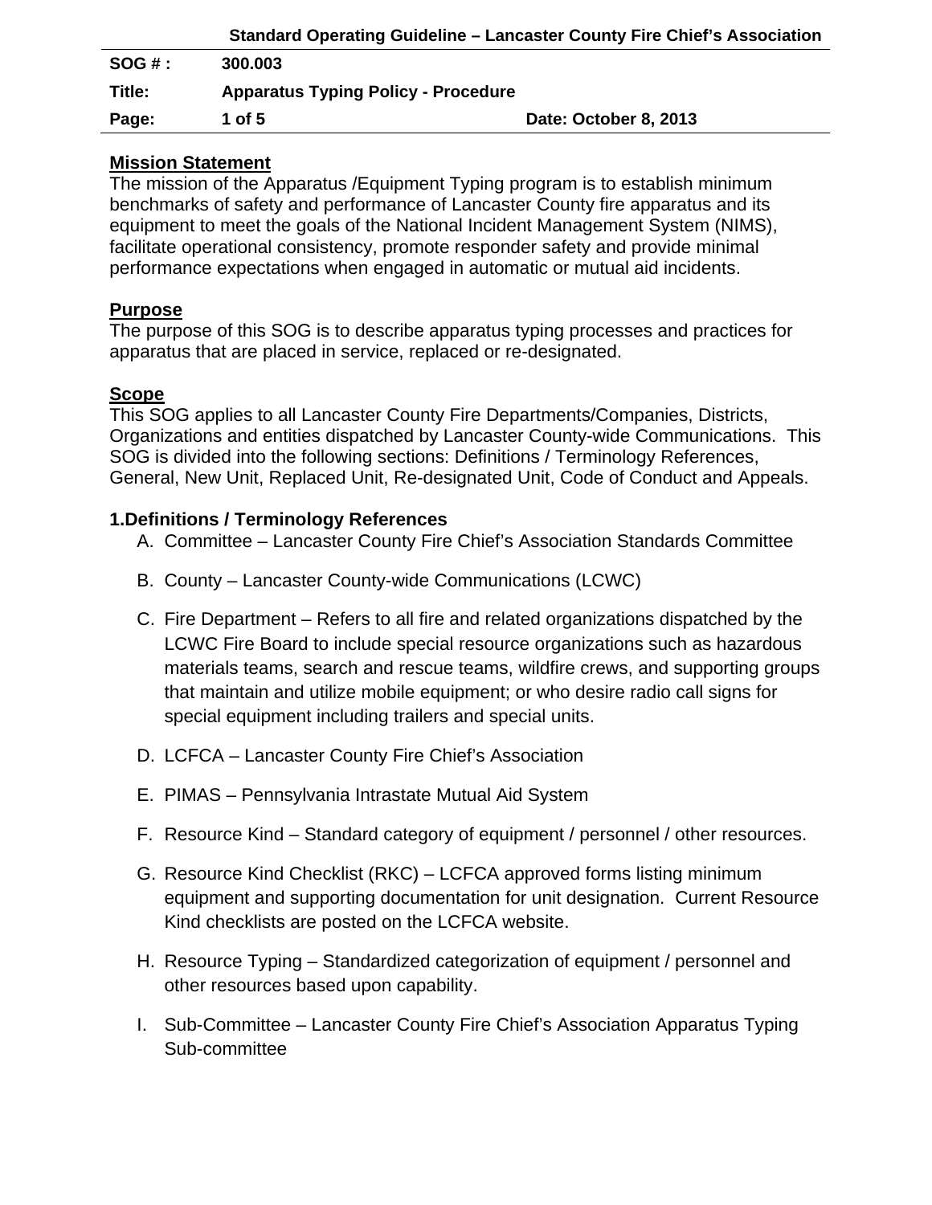| SOG # : | 300.003 | |
|---|---|---|
| Title: | Apparatus Typing Policy - Procedure | |
| Page: | 1 of 5 | Date: October 8, 2013 |

## Mission Statement

The mission of the Apparatus /Equipment Typing program is to establish minimum benchmarks of safety and performance of Lancaster County fire apparatus and its equipment to meet the goals of the National Incident Management System (NIMS), facilitate operational consistency, promote responder safety and provide minimal performance expectations when engaged in automatic or mutual aid incidents.

## Purpose

The purpose of this SOG is to describe apparatus typing processes and practices for apparatus that are placed in service, replaced or re-designated.

## Scope

This SOG applies to all Lancaster County Fire Departments/Companies, Districts, Organizations and entities dispatched by Lancaster County-wide Communications. This SOG is divided into the following sections: Definitions / Terminology References, General, New Unit, Replaced Unit, Re-designated Unit, Code of Conduct and Appeals.

### 1.Definitions / Terminology References

A. Committee – Lancaster County Fire Chief's Association Standards Committee

B. County – Lancaster County-wide Communications (LCWC)

C. Fire Department – Refers to all fire and related organizations dispatched by the LCWC Fire Board to include special resource organizations such as hazardous materials teams, search and rescue teams, wildfire crews, and supporting groups that maintain and utilize mobile equipment; or who desire radio call signs for special equipment including trailers and special units.

D. LCFCA – Lancaster County Fire Chief's Association

E. PIMAS – Pennsylvania Intrastate Mutual Aid System

F. Resource Kind – Standard category of equipment / personnel / other resources.

G. Resource Kind Checklist (RKC) – LCFCA approved forms listing minimum equipment and supporting documentation for unit designation. Current Resource Kind checklists are posted on the LCFCA website.

H. Resource Typing – Standardized categorization of equipment / personnel and other resources based upon capability.

I. Sub-Committee – Lancaster County Fire Chief's Association Apparatus Typing Sub-committee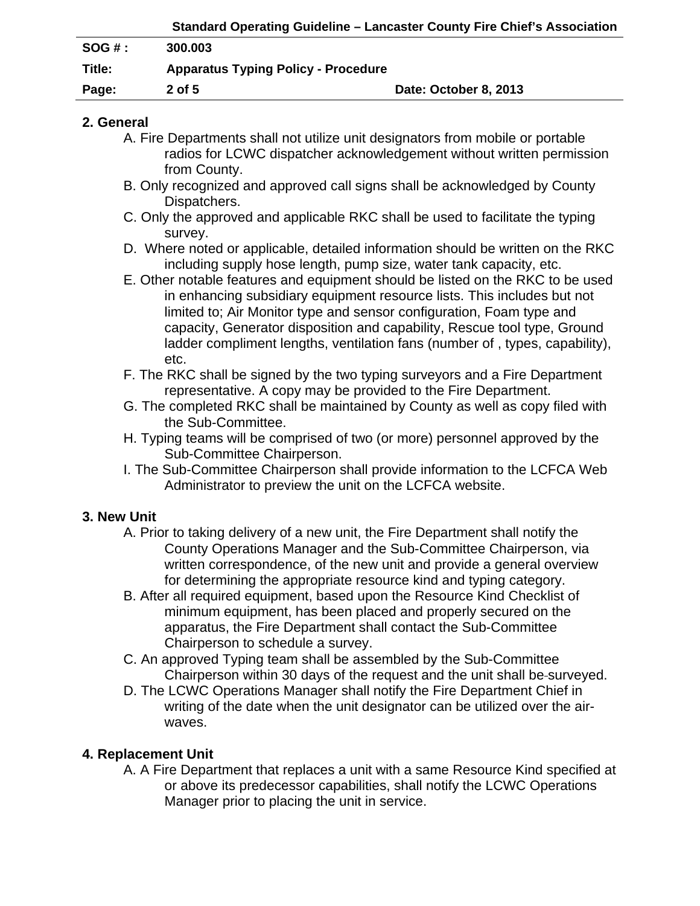## 2. General

A. Fire Departments shall not utilize unit designators from mobile or portable radios for LCWC dispatcher acknowledgement without written permission from County.

B. Only recognized and approved call signs shall be acknowledged by County Dispatchers.

C. Only the approved and applicable RKC shall be used to facilitate the typing survey.

D. Where noted or applicable, detailed information should be written on the RKC including supply hose length, pump size, water tank capacity, etc.

E. Other notable features and equipment should be listed on the RKC to be used in enhancing subsidiary equipment resource lists. This includes but not limited to; Air Monitor type and sensor configuration, Foam type and capacity, Generator disposition and capability, Rescue tool type, Ground ladder compliment lengths, ventilation fans (number of , types, capability), etc.

F. The RKC shall be signed by the two typing surveyors and a Fire Department representative. A copy may be provided to the Fire Department.

G. The completed RKC shall be maintained by County as well as copy filed with the Sub-Committee.

H. Typing teams will be comprised of two (or more) personnel approved by the Sub-Committee Chairperson.

I. The Sub-Committee Chairperson shall provide information to the LCFCA Web Administrator to preview the unit on the LCFCA website.

## 3. New Unit

A. Prior to taking delivery of a new unit, the Fire Department shall notify the County Operations Manager and the Sub-Committee Chairperson, via written correspondence, of the new unit and provide a general overview for determining the appropriate resource kind and typing category.

B. After all required equipment, based upon the Resource Kind Checklist of minimum equipment, has been placed and properly secured on the apparatus, the Fire Department shall contact the Sub-Committee Chairperson to schedule a survey.

C. An approved Typing team shall be assembled by the Sub-Committee Chairperson within 30 days of the request and the unit shall be surveyed.

D. The LCWC Operations Manager shall notify the Fire Department Chief in writing of the date when the unit designator can be utilized over the air-waves.

## 4. Replacement Unit

A. A Fire Department that replaces a unit with a same Resource Kind specified at or above its predecessor capabilities, shall notify the LCWC Operations Manager prior to placing the unit in service.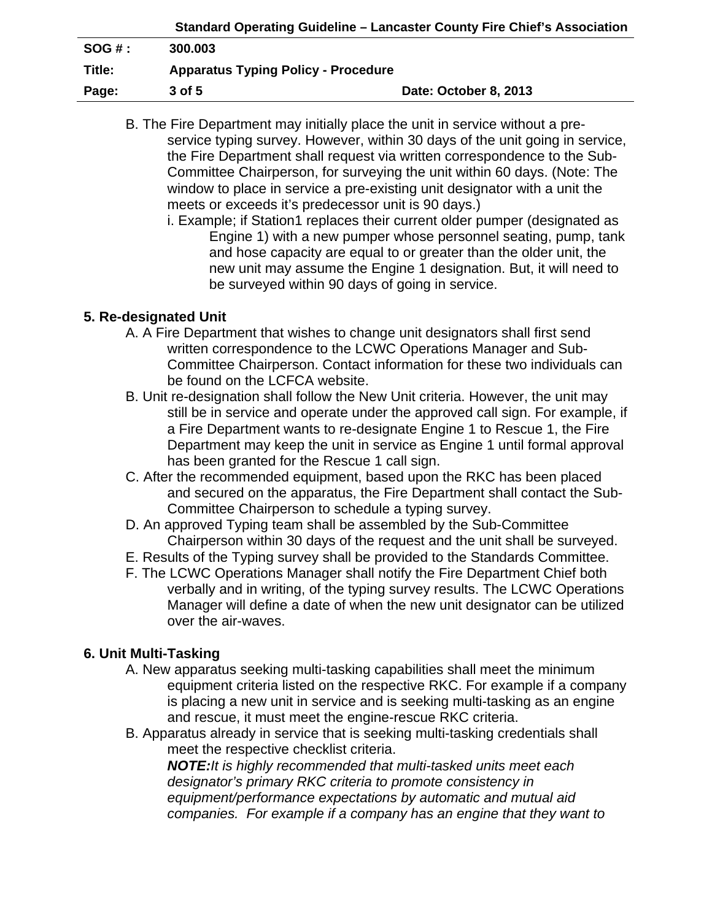B. The Fire Department may initially place the unit in service without a pre-service typing survey. However, within 30 days of the unit going in service, the Fire Department shall request via written correspondence to the Sub-Committee Chairperson, for surveying the unit within 60 days. (Note: The window to place in service a pre-existing unit designator with a unit the meets or exceeds it's predecessor unit is 90 days.)
   i. Example; if Station1 replaces their current older pumper (designated as Engine 1) with a new pumper whose personnel seating, pump, tank and hose capacity are equal to or greater than the older unit, the new unit may assume the Engine 1 designation. But, it will need to be surveyed within 90 days of going in service.

## 5. Re-designated Unit

A. A Fire Department that wishes to change unit designators shall first send written correspondence to the LCWC Operations Manager and Sub-Committee Chairperson. Contact information for these two individuals can be found on the LCFCA website.

B. Unit re-designation shall follow the New Unit criteria. However, the unit may still be in service and operate under the approved call sign. For example, if a Fire Department wants to re-designate Engine 1 to Rescue 1, the Fire Department may keep the unit in service as Engine 1 until formal approval has been granted for the Rescue 1 call sign.

C. After the recommended equipment, based upon the RKC has been placed and secured on the apparatus, the Fire Department shall contact the Sub-Committee Chairperson to schedule a typing survey.

D. An approved Typing team shall be assembled by the Sub-Committee Chairperson within 30 days of the request and the unit shall be surveyed.

E. Results of the Typing survey shall be provided to the Standards Committee.

F. The LCWC Operations Manager shall notify the Fire Department Chief both verbally and in writing, of the typing survey results. The LCWC Operations Manager will define a date of when the new unit designator can be utilized over the air-waves.

## 6. Unit Multi-Tasking

A. New apparatus seeking multi-tasking capabilities shall meet the minimum equipment criteria listed on the respective RKC. For example if a company is placing a new unit in service and is seeking multi-tasking as an engine and rescue, it must meet the engine-rescue RKC criteria.

B. Apparatus already in service that is seeking multi-tasking credentials shall meet the respective checklist criteria.

   ***NOTE:****It is highly recommended that multi-tasked units meet each designator's primary RKC criteria to promote consistency in equipment/performance expectations by automatic and mutual aid companies. For example if a company has an engine that they want to*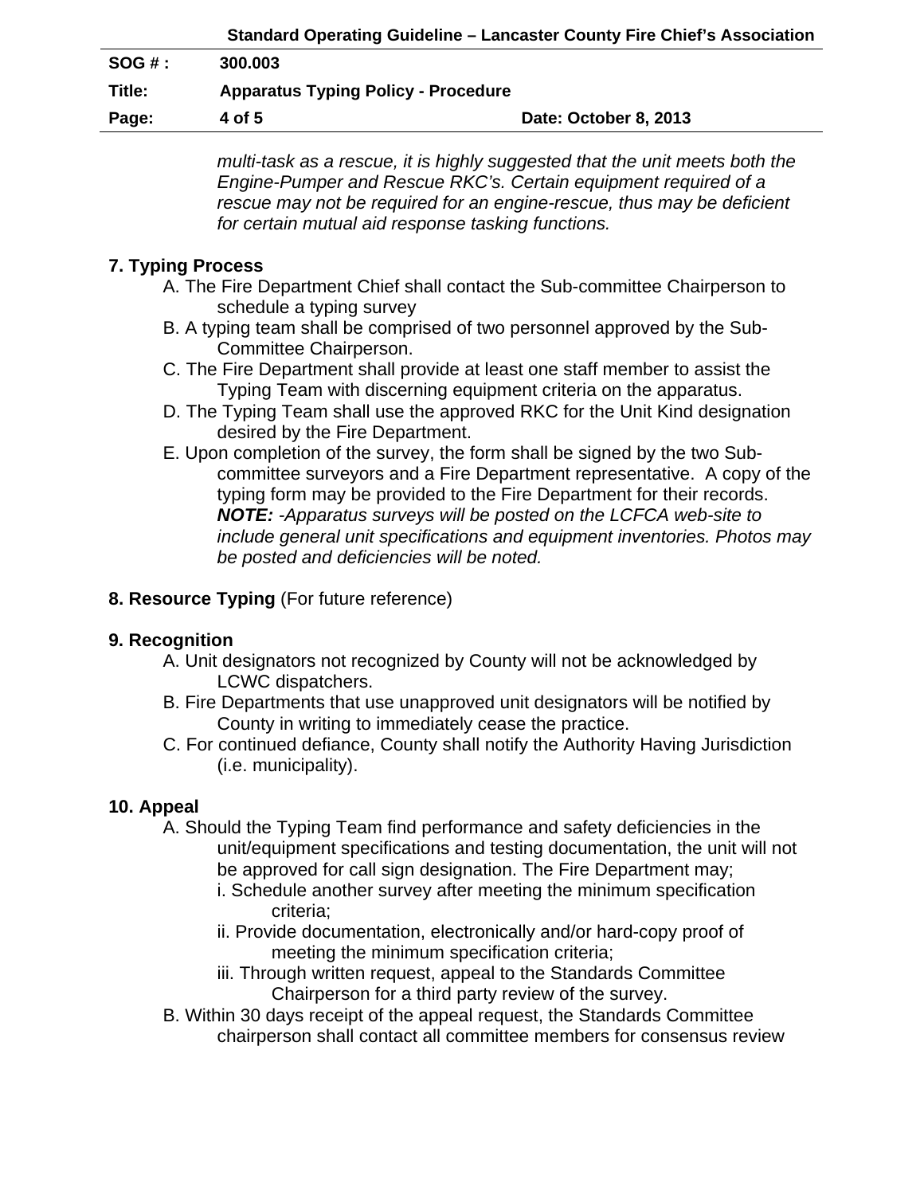*multi-task as a rescue, it is highly suggested that the unit meets both the Engine-Pumper and Rescue RKC's. Certain equipment required of a rescue may not be required for an engine-rescue, thus may be deficient for certain mutual aid response tasking functions.*

## 7. Typing Process

A. The Fire Department Chief shall contact the Sub-committee Chairperson to schedule a typing survey

B. A typing team shall be comprised of two personnel approved by the Sub-Committee Chairperson.

C. The Fire Department shall provide at least one staff member to assist the Typing Team with discerning equipment criteria on the apparatus.

D. The Typing Team shall use the approved RKC for the Unit Kind designation desired by the Fire Department.

E. Upon completion of the survey, the form shall be signed by the two Sub-committee surveyors and a Fire Department representative. A copy of the typing form may be provided to the Fire Department for their records. ***NOTE:*** *-Apparatus surveys will be posted on the LCFCA web-site to include general unit specifications and equipment inventories. Photos may be posted and deficiencies will be noted.*

## 8. Resource Typing (For future reference)

## 9. Recognition

A. Unit designators not recognized by County will not be acknowledged by LCWC dispatchers.

B. Fire Departments that use unapproved unit designators will be notified by County in writing to immediately cease the practice.

C. For continued defiance, County shall notify the Authority Having Jurisdiction (i.e. municipality).

## 10. Appeal

A. Should the Typing Team find performance and safety deficiencies in the unit/equipment specifications and testing documentation, the unit will not be approved for call sign designation. The Fire Department may;

i. Schedule another survey after meeting the minimum specification criteria;

ii. Provide documentation, electronically and/or hard-copy proof of meeting the minimum specification criteria;

iii. Through written request, appeal to the Standards Committee Chairperson for a third party review of the survey.

B. Within 30 days receipt of the appeal request, the Standards Committee chairperson shall contact all committee members for consensus review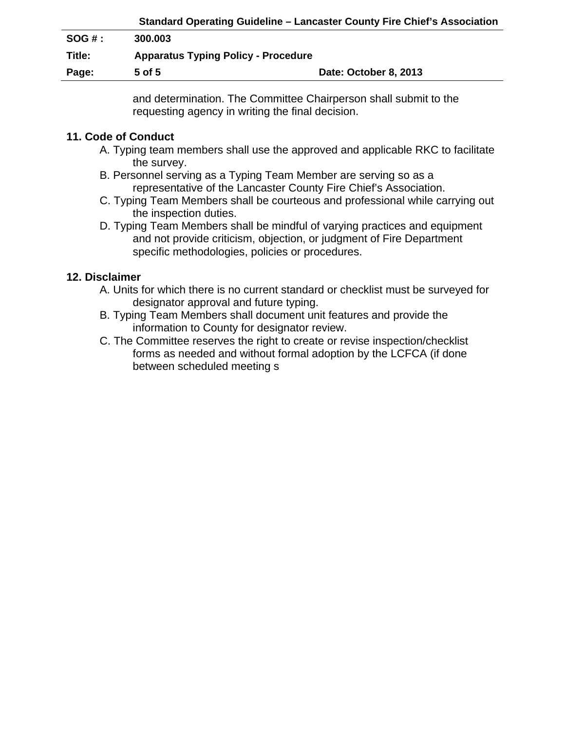and determination. The Committee Chairperson shall submit to the requesting agency in writing the final decision.

## 11. Code of Conduct

A. Typing team members shall use the approved and applicable RKC to facilitate the survey.

B. Personnel serving as a Typing Team Member are serving so as a representative of the Lancaster County Fire Chief's Association.

C. Typing Team Members shall be courteous and professional while carrying out the inspection duties.

D. Typing Team Members shall be mindful of varying practices and equipment and not provide criticism, objection, or judgment of Fire Department specific methodologies, policies or procedures.

## 12. Disclaimer

A. Units for which there is no current standard or checklist must be surveyed for designator approval and future typing.

B. Typing Team Members shall document unit features and provide the information to County for designator review.

C. The Committee reserves the right to create or revise inspection/checklist forms as needed and without formal adoption by the LCFCA (if done between scheduled meeting s